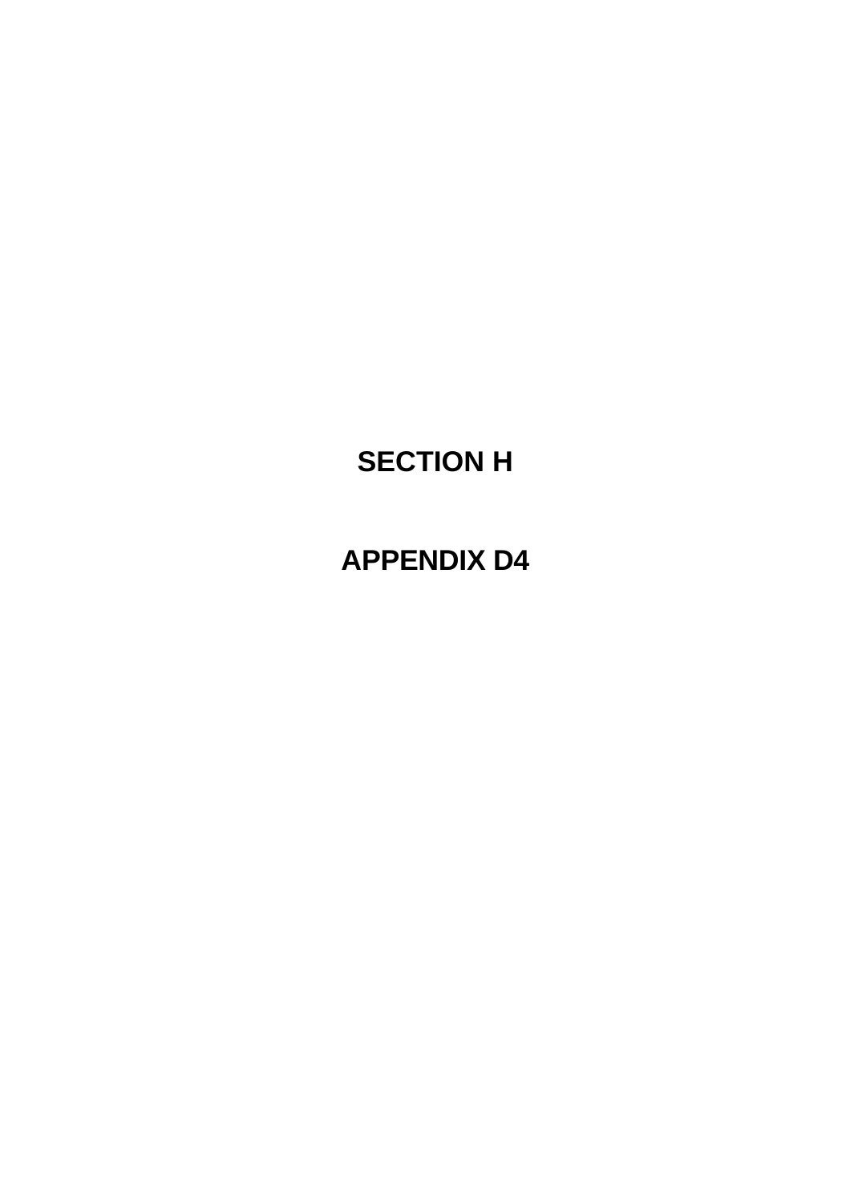# SECTION H

# APPENDIX D4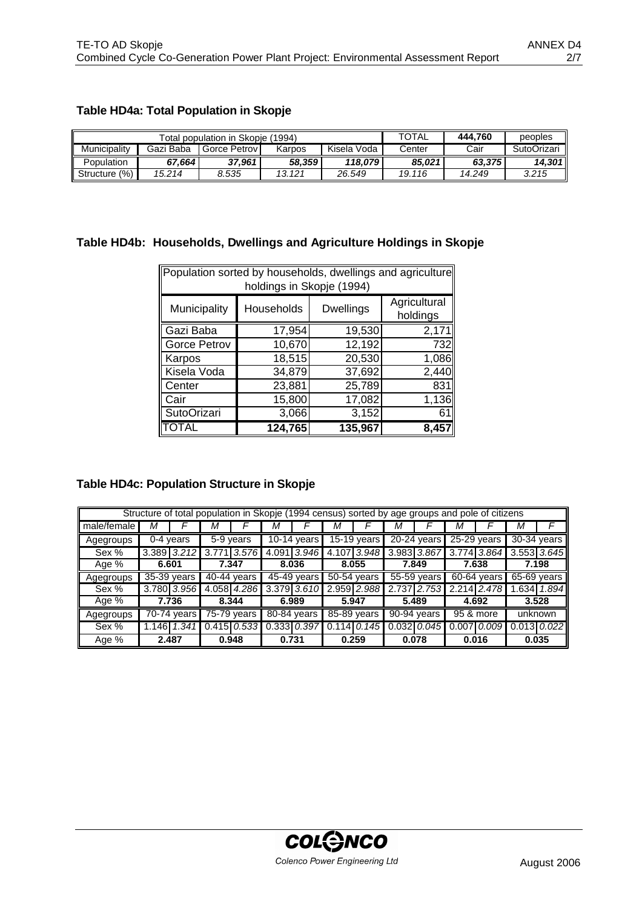### Table HD4a: Total Population in Skopje

| Total population in Skopje (1994) | | | | | TOTAL | **444,760** | peoples |
|---|---|---|---|---|---|---|---|
| Municipality | Gazi Baba | Gorce Petrov | Karpos | Kisela Voda | Center | Cair | SutoOrizari |
| Population | ***67,664*** | ***37,961*** | ***58,359*** | ***118,079*** | ***85,021*** | ***63,375*** | ***14,301*** |
| Structure (%) | *15.214* | *8.535* | *13.121* | *26.549* | *19.116* | *14.249* | *3.215* |

### Table HD4b: Households, Dwellings and Agriculture Holdings in Skopje

| Population sorted by households, dwellings and agriculture holdings in Skopje (1994) | | | |
|---|---|---|---|
| Municipality | Households | Dwellings | Agricultural holdings |
| Gazi Baba | 17,954 | 19,530 | 2,171 |
| Gorce Petrov | 10,670 | 12,192 | 732 |
| Karpos | 18,515 | 20,530 | 1,086 |
| Kisela Voda | 34,879 | 37,692 | 2,440 |
| Center | 23,881 | 25,789 | 831 |
| Cair | 15,800 | 17,082 | 1,136 |
| SutoOrizari | 3,066 | 3,152 | 61 |
| TOTAL | **124,765** | **135,967** | **8,457** |

### Table HD4c: Population Structure in Skopje

| Structure of total population in Skopje (1994 census) sorted by age groups and pole of citizens | | | | | | | | | | | | | | |
|---|---|---|---|---|---|---|---|---|---|---|---|---|---|---|
| male/female | *M* | *F* | *M* | *F* | *M* | *F* | *M* | *F* | *M* | *F* | *M* | *F* | *M* | *F* |
| Agegroups | 0-4 years | | 5-9 years | | 10-14 years | | 15-19 years | | 20-24 years | | 25-29 years | | 30-34 years | |
| Sex % | 3.389 | *3.212* | 3.771 | *3.576* | 4.091 | *3.946* | 4.107 | *3.948* | 3.983 | *3.867* | 3.774 | *3.864* | 3.553 | *3.645* |
| Age % | **6.601** | | **7.347** | | **8.036** | | **8.055** | | **7.849** | | **7.638** | | **7.198** | |
| Agegroups | 35-39 years | | 40-44 years | | 45-49 years | | 50-54 years | | 55-59 years | | 60-64 years | | 65-69 years | |
| Sex % | 3.780 | *3.956* | 4.058 | *4.286* | 3.379 | *3.610* | 2.959 | *2.988* | 2.737 | *2.753* | 2.214 | *2.478* | 1.634 | *1.894* |
| Age % | **7.736** | | **8.344** | | **6.989** | | **5.947** | | **5.489** | | **4.692** | | **3.528** | |
| Agegroups | 70-74 years | | 75-79 years | | 80-84 years | | 85-89 years | | 90-94 years | | 95 & more | | unknown | |
| Sex % | 1.146 | *1.341* | 0.415 | *0.533* | 0.333 | *0.397* | 0.114 | *0.145* | 0.032 | *0.045* | 0.007 | *0.009* | 0.013 | *0.022* |
| Age % | **2.487** | | **0.948** | | **0.731** | | **0.259** | | **0.078** | | **0.016** | | **0.035** | |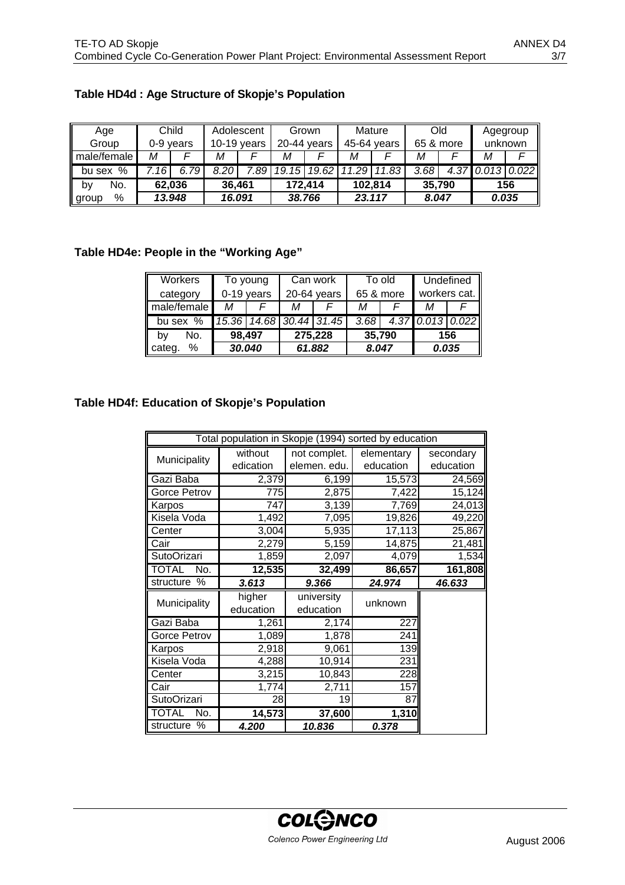### Table HD4d : Age Structure of Skopje's Population

| Age Group | Child 0-9 years | | Adolescent 10-19 years | | Grown 20-44 years | | Mature 45-64 years | | Old 65 & more | | Agegroup unknown | |
|---|---|---|---|---|---|---|---|---|---|---|---|---|
| male/female | *M* | *F* | *M* | *F* | *M* | *F* | *M* | *F* | *M* | *F* | *M* | *F* |
| bu sex % | *7.16* | *6.79* | *8.20* | *7.89* | *19.15* | *19.62* | *11.29* | *11.83* | *3.68* | *4.37* | *0.013* | *0.022* |
| by group No. | **62,036** | | **36,461** | | **172,414** | | **102,814** | | **35,790** | | **156** | |
| % | ***13.948*** | | ***16.091*** | | ***38.766*** | | ***23.117*** | | ***8.047*** | | ***0.035*** | |

### Table HD4e: People in the "Working Age"

| Workers category | To young 0-19 years | | Can work 20-64 years | | To old 65 & more | | Undefined workers cat. | |
|---|---|---|---|---|---|---|---|---|
| male/female | *M* | *F* | *M* | *F* | *M* | *F* | *M* | *F* |
| bu sex % | *15.36* | *14.68* | *30.44* | *31.45* | *3.68* | *4.37* | *0.013* | *0.022* |
| by categ. No. | **98,497** | | **275,228** | | **35,790** | | **156** | |
| % | ***30.040*** | | ***61.882*** | | ***8.047*** | | ***0.035*** | |

### Table HD4f: Education of Skopje's Population

Total population in Skopje (1994) sorted by education

| Municipality | without edication | not complet. elemen. edu. | elementary education | secondary education |
|---|---|---|---|---|
| Gazi Baba | 2,379 | 6,199 | 15,573 | 24,569 |
| Gorce Petrov | 775 | 2,875 | 7,422 | 15,124 |
| Karpos | 747 | 3,139 | 7,769 | 24,013 |
| Kisela Voda | 1,492 | 7,095 | 19,826 | 49,220 |
| Center | 3,004 | 5,935 | 17,113 | 25,867 |
| Cair | 2,279 | 5,159 | 14,875 | 21,481 |
| SutoOrizari | 1,859 | 2,097 | 4,079 | 1,534 |
| TOTAL No. | **12,535** | **32,499** | **86,657** | **161,808** |
| structure % | ***3.613*** | ***9.366*** | ***24.974*** | ***46.633*** |

| Municipality | higher education | university education | unknown |
|---|---|---|---|
| Gazi Baba | 1,261 | 2,174 | 227 |
| Gorce Petrov | 1,089 | 1,878 | 241 |
| Karpos | 2,918 | 9,061 | 139 |
| Kisela Voda | 4,288 | 10,914 | 231 |
| Center | 3,215 | 10,843 | 228 |
| Cair | 1,774 | 2,711 | 157 |
| SutoOrizari | 28 | 19 | 87 |
| TOTAL No. | **14,573** | **37,600** | **1,310** |
| structure % | ***4.200*** | ***10.836*** | ***0.378*** |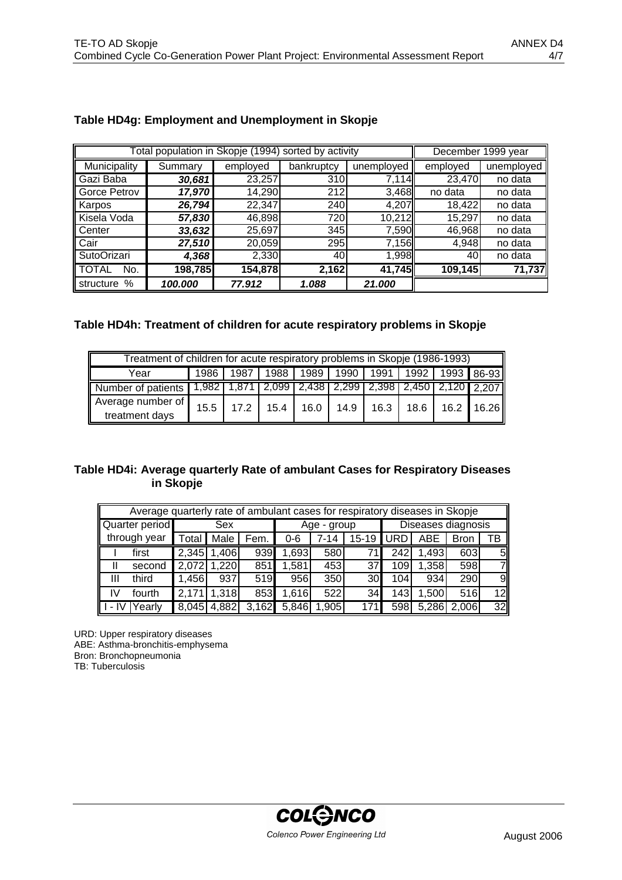### Table HD4g: Employment and Unemployment in Skopje

| Total population in Skopje (1994) sorted by activity | | | | | December 1999 year | |
|---|---|---|---|---|---|---|
| Municipality | Summary | employed | bankruptcy | unemployed | employed | unemployed |
| Gazi Baba | ***30,681*** | 23,257 | 310 | 7,114 | 23,470 | no data |
| Gorce Petrov | ***17,970*** | 14,290 | 212 | 3,468 | no data | no data |
| Karpos | ***26,794*** | 22,347 | 240 | 4,207 | 18,422 | no data |
| Kisela Voda | ***57,830*** | 46,898 | 720 | 10,212 | 15,297 | no data |
| Center | ***33,632*** | 25,697 | 345 | 7,590 | 46,968 | no data |
| Cair | ***27,510*** | 20,059 | 295 | 7,156 | 4,948 | no data |
| SutoOrizari | ***4,368*** | 2,330 | 40 | 1,998 | 40 | no data |
| TOTAL No. | **198,785** | **154,878** | **2,162** | **41,745** | **109,145** | **71,737** |
| structure % | ***100.000*** | ***77.912*** | ***1.088*** | ***21.000*** | | |

### Table HD4h: Treatment of children for acute respiratory problems in Skopje

| Treatment of children for acute respiratory problems in Skopje (1986-1993) | | | | | | | | | |
|---|---|---|---|---|---|---|---|---|---|
| Year | 1986 | 1987 | 1988 | 1989 | 1990 | 1991 | 1992 | 1993 | 86-93 |
| Number of patients | 1,982 | 1,871 | 2,099 | 2,438 | 2,299 | 2,398 | 2,450 | 2,120 | 2,207 |
| Average number of treatment days | 15.5 | 17.2 | 15.4 | 16.0 | 14.9 | 16.3 | 18.6 | 16.2 | 16.26 |

### Table HD4i: Average quarterly Rate of ambulant Cases for Respiratory Diseases in Skopje

| Average quarterly rate of ambulant cases for respiratory diseases in Skopje | | | | | | | | | | | |
|---|---|---|---|---|---|---|---|---|---|---|---|
| Quarter period through year | | Sex | | | Age - group | | | Diseases diagnosis | | | |
| | | Total | Male | Fem. | 0-6 | 7-14 | 15-19 | URD | ABE | Bron | TB |
| I | first | 2,345 | 1,406 | 939 | 1,693 | 580 | 71 | 242 | 1,493 | 603 | 5 |
| II | second | 2,072 | 1,220 | 851 | 1,581 | 453 | 37 | 109 | 1,358 | 598 | 7 |
| III | third | 1,456 | 937 | 519 | 956 | 350 | 30 | 104 | 934 | 290 | 9 |
| IV | fourth | 2,171 | 1,318 | 853 | 1,616 | 522 | 34 | 143 | 1,500 | 516 | 12 |
| I - IV | Yearly | 8,045 | 4,882 | 3,162 | 5,846 | 1,905 | 171 | 598 | 5,286 | 2,006 | 32 |

URD: Upper respiratory diseases
ABE: Asthma-bronchitis-emphysema
Bron: Bronchopneumonia
TB: Tuberculosis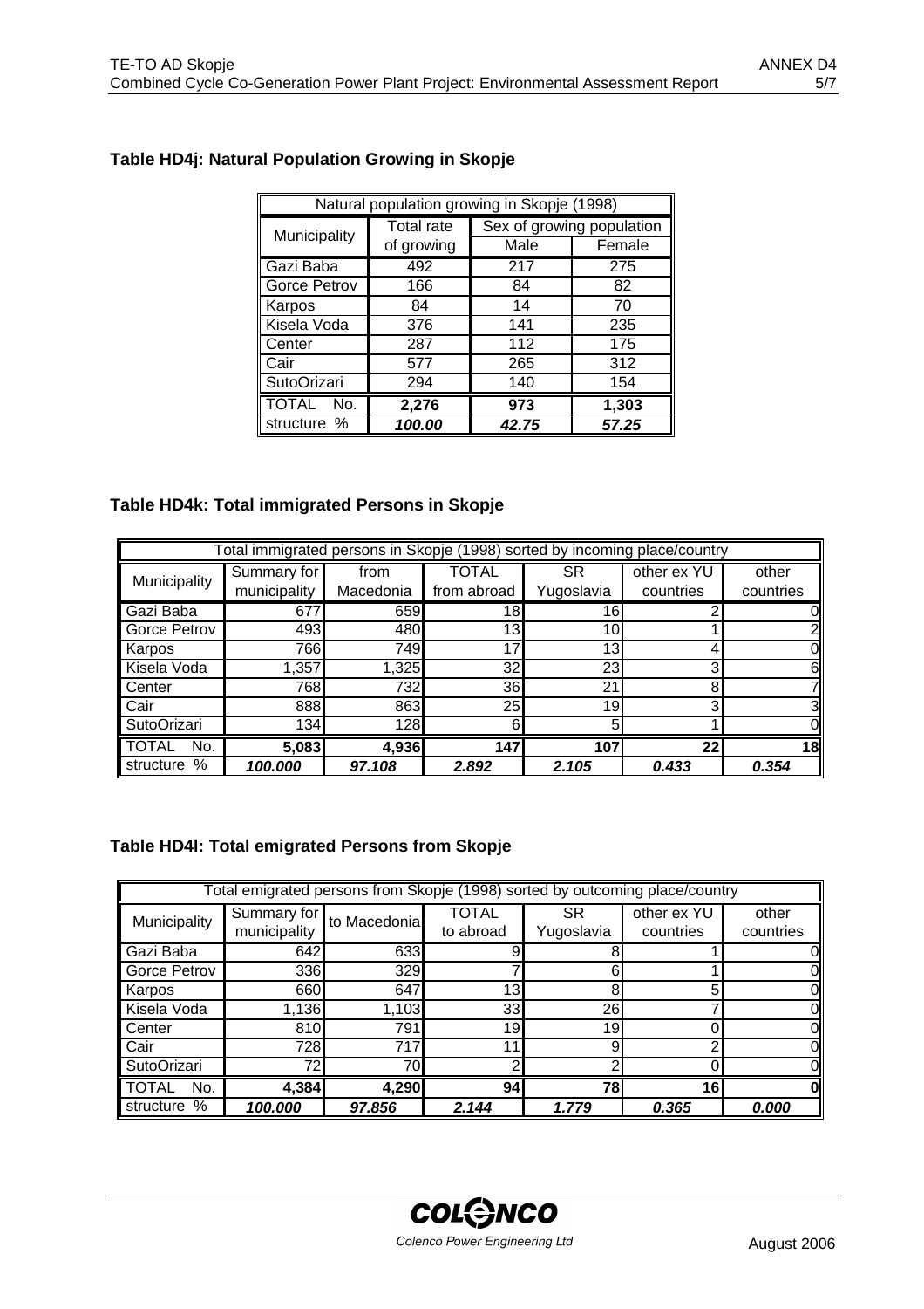### Table HD4j: Natural Population Growing in Skopje

| Natural population growing in Skopje (1998) | | | |
|---|---|---|---|
| Municipality | Total rate of growing | Sex of growing population | |
| | | Male | Female |
| Gazi Baba | 492 | 217 | 275 |
| Gorce Petrov | 166 | 84 | 82 |
| Karpos | 84 | 14 | 70 |
| Kisela Voda | 376 | 141 | 235 |
| Center | 287 | 112 | 175 |
| Cair | 577 | 265 | 312 |
| SutoOrizari | 294 | 140 | 154 |
| TOTAL No. | **2,276** | **973** | **1,303** |
| structure % | ***100.00*** | ***42.75*** | ***57.25*** |

### Table HD4k: Total immigrated Persons in Skopje

| Total immigrated persons in Skopje (1998) sorted by incoming place/country | | | | | | |
|---|---|---|---|---|---|---|
| Municipality | Summary for municipality | from Macedonia | TOTAL from abroad | SR Yugoslavia | other ex YU countries | other countries |
| Gazi Baba | 677 | 659 | 18 | 16 | 2 | 0 |
| Gorce Petrov | 493 | 480 | 13 | 10 | 1 | 2 |
| Karpos | 766 | 749 | 17 | 13 | 4 | 0 |
| Kisela Voda | 1,357 | 1,325 | 32 | 23 | 3 | 6 |
| Center | 768 | 732 | 36 | 21 | 8 | 7 |
| Cair | 888 | 863 | 25 | 19 | 3 | 3 |
| SutoOrizari | 134 | 128 | 6 | 5 | 1 | 0 |
| TOTAL No. | **5,083** | **4,936** | **147** | **107** | **22** | **18** |
| structure % | ***100.000*** | ***97.108*** | ***2.892*** | ***2.105*** | ***0.433*** | ***0.354*** |

### Table HD4l: Total emigrated Persons from Skopje

| Total emigrated persons from Skopje (1998) sorted by outcoming place/country | | | | | | |
|---|---|---|---|---|---|---|
| Municipality | Summary for municipality | to Macedonia | TOTAL to abroad | SR Yugoslavia | other ex YU countries | other countries |
| Gazi Baba | 642 | 633 | 9 | 8 | 1 | 0 |
| Gorce Petrov | 336 | 329 | 7 | 6 | 1 | 0 |
| Karpos | 660 | 647 | 13 | 8 | 5 | 0 |
| Kisela Voda | 1,136 | 1,103 | 33 | 26 | 7 | 0 |
| Center | 810 | 791 | 19 | 19 | 0 | 0 |
| Cair | 728 | 717 | 11 | 9 | 2 | 0 |
| SutoOrizari | 72 | 70 | 2 | 2 | 0 | 0 |
| TOTAL No. | **4,384** | **4,290** | **94** | **78** | **16** | **0** |
| structure % | ***100.000*** | ***97.856*** | ***2.144*** | ***1.779*** | ***0.365*** | ***0.000*** |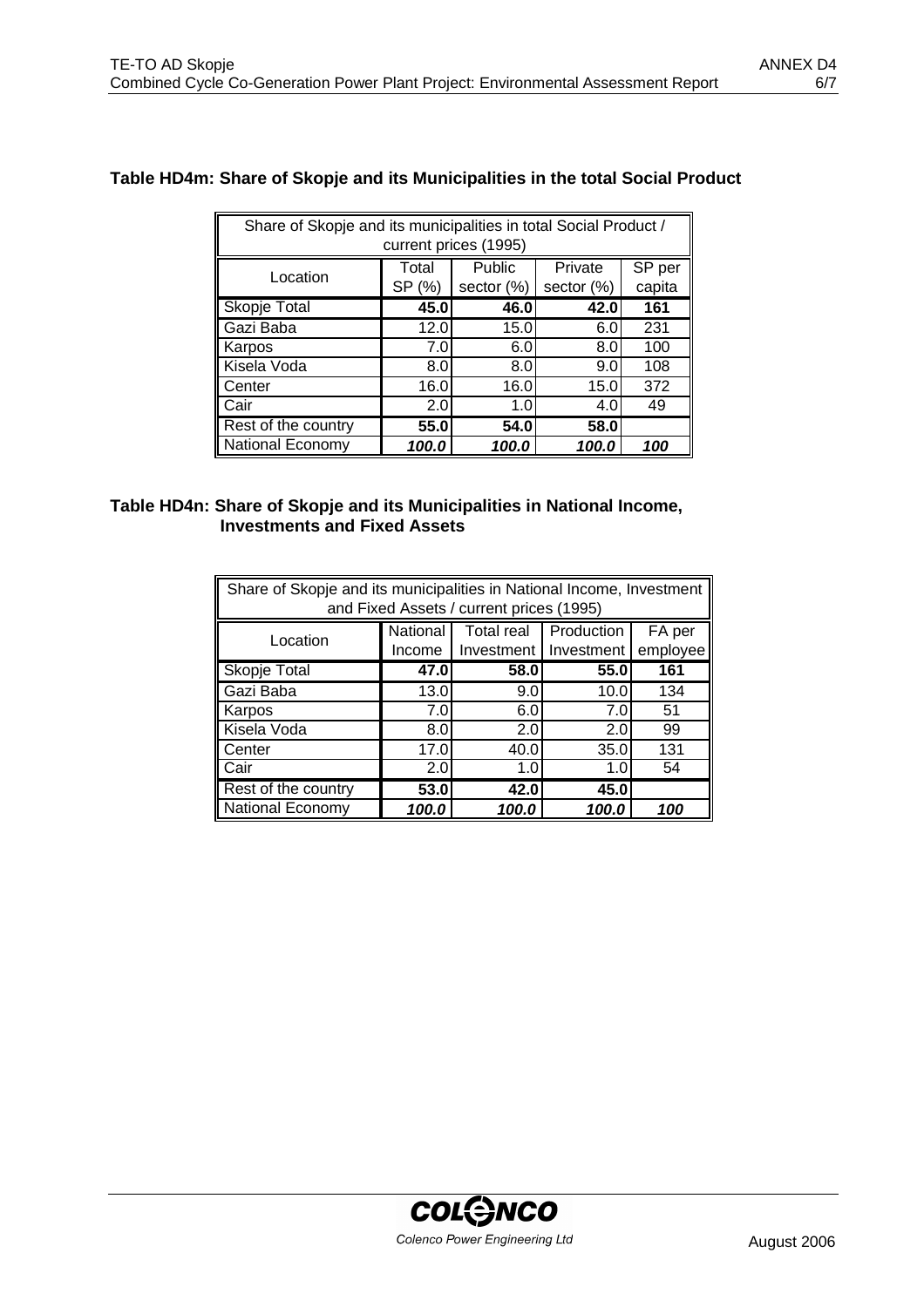### Table HD4m: Share of Skopje and its Municipalities in the total Social Product

| Share of Skopje and its municipalities in total Social Product / current prices (1995) | | | | |
|---|---|---|---|---|
| Location | Total SP (%) | Public sector (%) | Private sector (%) | SP per capita |
| **Skopje Total** | **45.0** | **46.0** | **42.0** | **161** |
| Gazi Baba | 12.0 | 15.0 | 6.0 | 231 |
| Karpos | 7.0 | 6.0 | 8.0 | 100 |
| Kisela Voda | 8.0 | 8.0 | 9.0 | 108 |
| Center | 16.0 | 16.0 | 15.0 | 372 |
| Cair | 2.0 | 1.0 | 4.0 | 49 |
| Rest of the country | **55.0** | **54.0** | **58.0** | |
| National Economy | ***100.0*** | ***100.0*** | ***100.0*** | ***100*** |

### Table HD4n: Share of Skopje and its Municipalities in National Income, Investments and Fixed Assets

| Share of Skopje and its municipalities in National Income, Investment and Fixed Assets / current prices (1995) | | | | |
|---|---|---|---|---|
| Location | National Income | Total real Investment | Production Investment | FA per employee |
| **Skopje Total** | **47.0** | **58.0** | **55.0** | **161** |
| Gazi Baba | 13.0 | 9.0 | 10.0 | 134 |
| Karpos | 7.0 | 6.0 | 7.0 | 51 |
| Kisela Voda | 8.0 | 2.0 | 2.0 | 99 |
| Center | 17.0 | 40.0 | 35.0 | 131 |
| Cair | 2.0 | 1.0 | 1.0 | 54 |
| Rest of the country | **53.0** | **42.0** | **45.0** | |
| National Economy | ***100.0*** | ***100.0*** | ***100.0*** | ***100*** |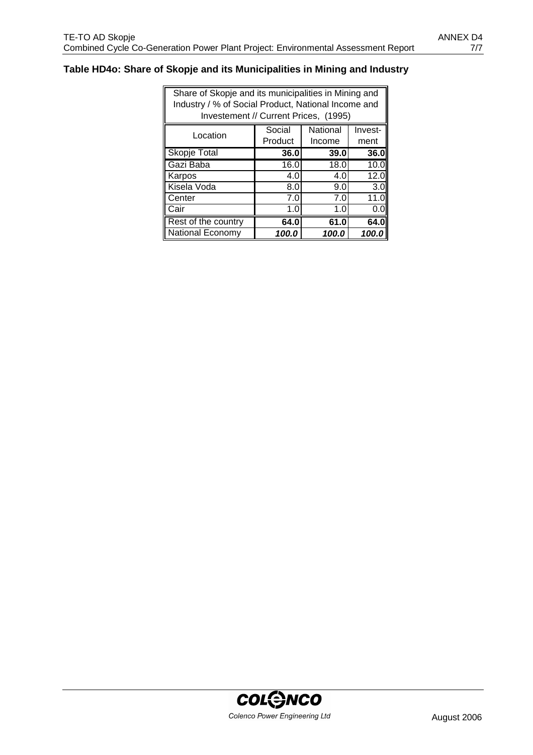**Table HD4o: Share of Skopje and its Municipalities in Mining and Industry**

| Share of Skopje and its municipalities in Mining and Industry / % of Social Product, National Income and Investement // Current Prices, (1995) | | | |
|---|---|---|---|
| Location | Social Product | National Income | Invest-ment |
| Skopje Total | **36.0** | **39.0** | **36.0** |
| Gazi Baba | 16.0 | 18.0 | 10.0 |
| Karpos | 4.0 | 4.0 | 12.0 |
| Kisela Voda | 8.0 | 9.0 | 3.0 |
| Center | 7.0 | 7.0 | 11.0 |
| Cair | 1.0 | 1.0 | 0.0 |
| Rest of the country | **64.0** | **61.0** | **64.0** |
| National Economy | ***100.0*** | ***100.0*** | ***100.0*** |